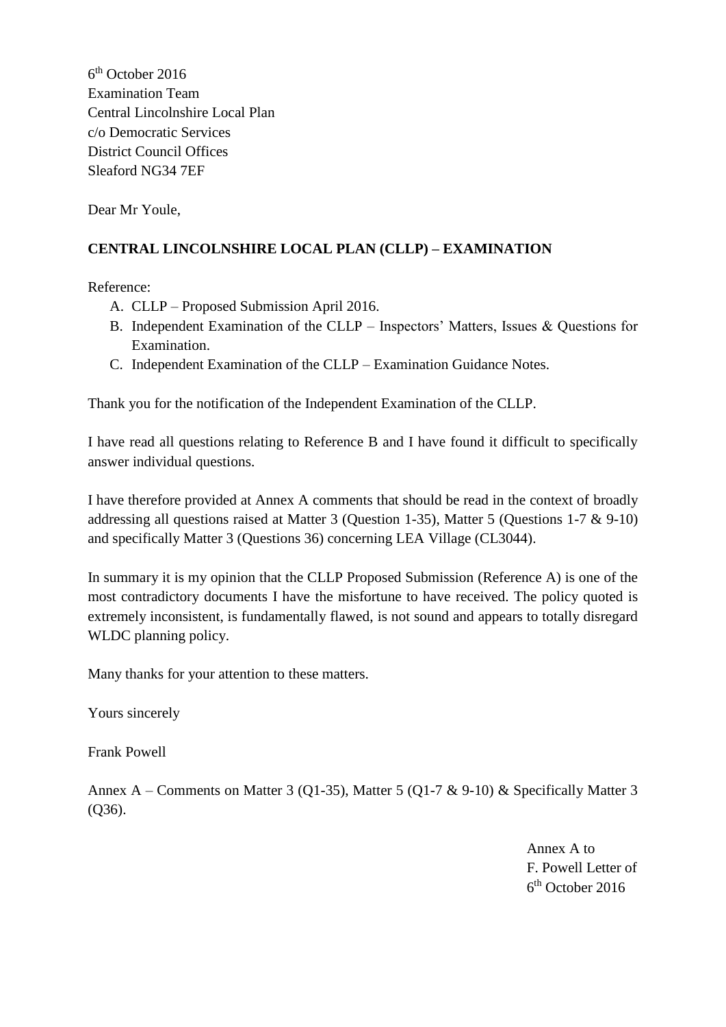6th October 2016
Examination Team
Central Lincolnshire Local Plan
c/o Democratic Services
District Council Offices
Sleaford NG34 7EF

Dear Mr Youle,

**CENTRAL LINCOLNSHIRE LOCAL PLAN (CLLP) – EXAMINATION**

Reference:

A. CLLP – Proposed Submission April 2016.
B. Independent Examination of the CLLP – Inspectors' Matters, Issues & Questions for Examination.
C. Independent Examination of the CLLP – Examination Guidance Notes.

Thank you for the notification of the Independent Examination of the CLLP.

I have read all questions relating to Reference B and I have found it difficult to specifically answer individual questions.

I have therefore provided at Annex A comments that should be read in the context of broadly addressing all questions raised at Matter 3 (Question 1-35), Matter 5 (Questions 1-7 & 9-10) and specifically Matter 3 (Questions 36) concerning LEA Village (CL3044).

In summary it is my opinion that the CLLP Proposed Submission (Reference A) is one of the most contradictory documents I have the misfortune to have received. The policy quoted is extremely inconsistent, is fundamentally flawed, is not sound and appears to totally disregard WLDC planning policy.

Many thanks for your attention to these matters.

Yours sincerely

Frank Powell

Annex A – Comments on Matter 3 (Q1-35), Matter 5 (Q1-7 & 9-10) & Specifically Matter 3 (Q36).

Annex A to
F. Powell Letter of
6th October 2016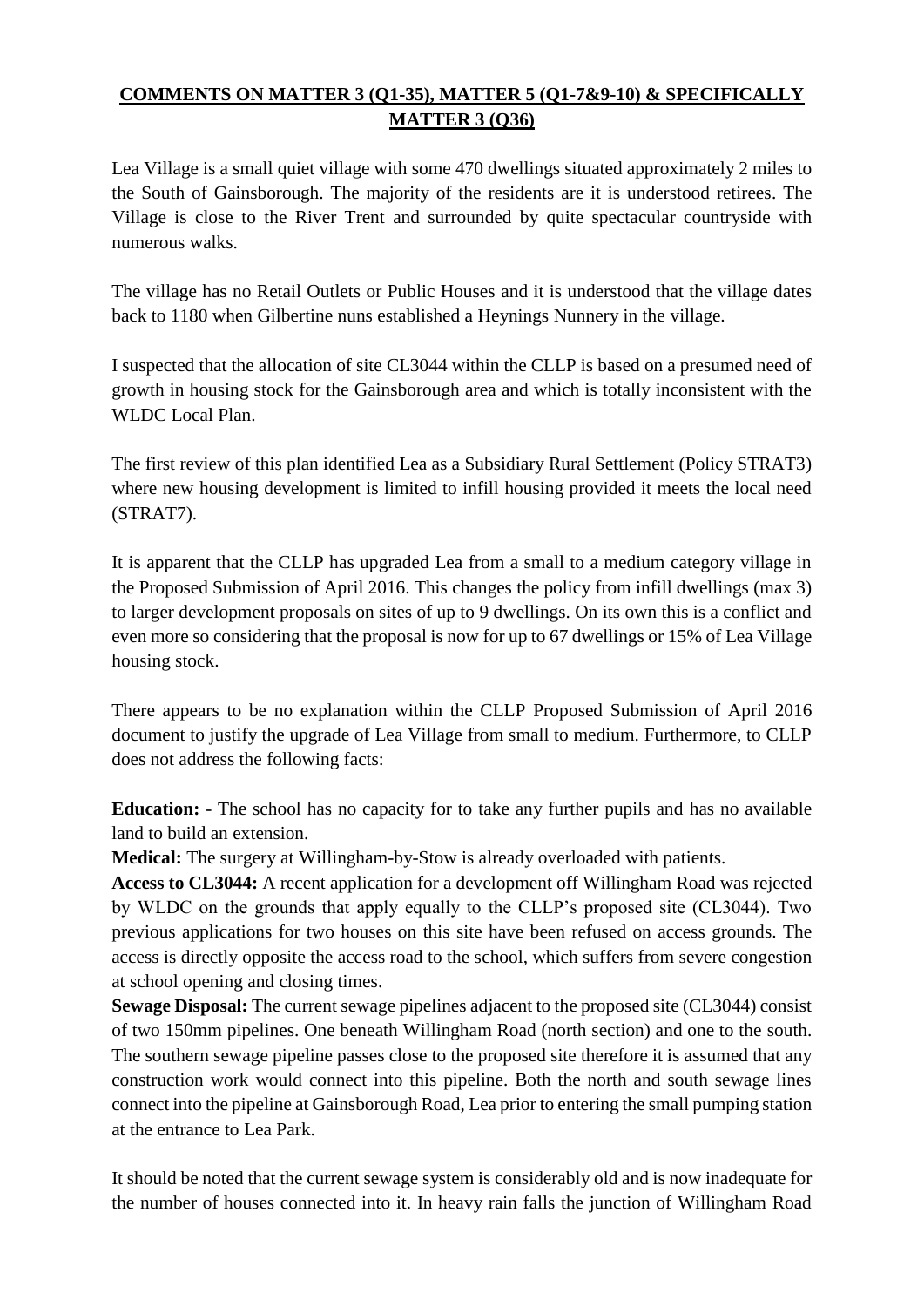## COMMENTS ON MATTER 3 (Q1-35), MATTER 5 (Q1-7&9-10) & SPECIFICALLY MATTER 3 (Q36)

Lea Village is a small quiet village with some 470 dwellings situated approximately 2 miles to the South of Gainsborough. The majority of the residents are it is understood retirees. The Village is close to the River Trent and surrounded by quite spectacular countryside with numerous walks.

The village has no Retail Outlets or Public Houses and it is understood that the village dates back to 1180 when Gilbertine nuns established a Heynings Nunnery in the village.

I suspected that the allocation of site CL3044 within the CLLP is based on a presumed need of growth in housing stock for the Gainsborough area and which is totally inconsistent with the WLDC Local Plan.

The first review of this plan identified Lea as a Subsidiary Rural Settlement (Policy STRAT3) where new housing development is limited to infill housing provided it meets the local need (STRAT7).

It is apparent that the CLLP has upgraded Lea from a small to a medium category village in the Proposed Submission of April 2016. This changes the policy from infill dwellings (max 3) to larger development proposals on sites of up to 9 dwellings. On its own this is a conflict and even more so considering that the proposal is now for up to 67 dwellings or 15% of Lea Village housing stock.

There appears to be no explanation within the CLLP Proposed Submission of April 2016 document to justify the upgrade of Lea Village from small to medium. Furthermore, to CLLP does not address the following facts:

**Education:** - The school has no capacity for to take any further pupils and has no available land to build an extension.

**Medical:** The surgery at Willingham-by-Stow is already overloaded with patients.

**Access to CL3044:** A recent application for a development off Willingham Road was rejected by WLDC on the grounds that apply equally to the CLLP's proposed site (CL3044). Two previous applications for two houses on this site have been refused on access grounds. The access is directly opposite the access road to the school, which suffers from severe congestion at school opening and closing times.

**Sewage Disposal:** The current sewage pipelines adjacent to the proposed site (CL3044) consist of two 150mm pipelines. One beneath Willingham Road (north section) and one to the south. The southern sewage pipeline passes close to the proposed site therefore it is assumed that any construction work would connect into this pipeline. Both the north and south sewage lines connect into the pipeline at Gainsborough Road, Lea prior to entering the small pumping station at the entrance to Lea Park.

It should be noted that the current sewage system is considerably old and is now inadequate for the number of houses connected into it. In heavy rain falls the junction of Willingham Road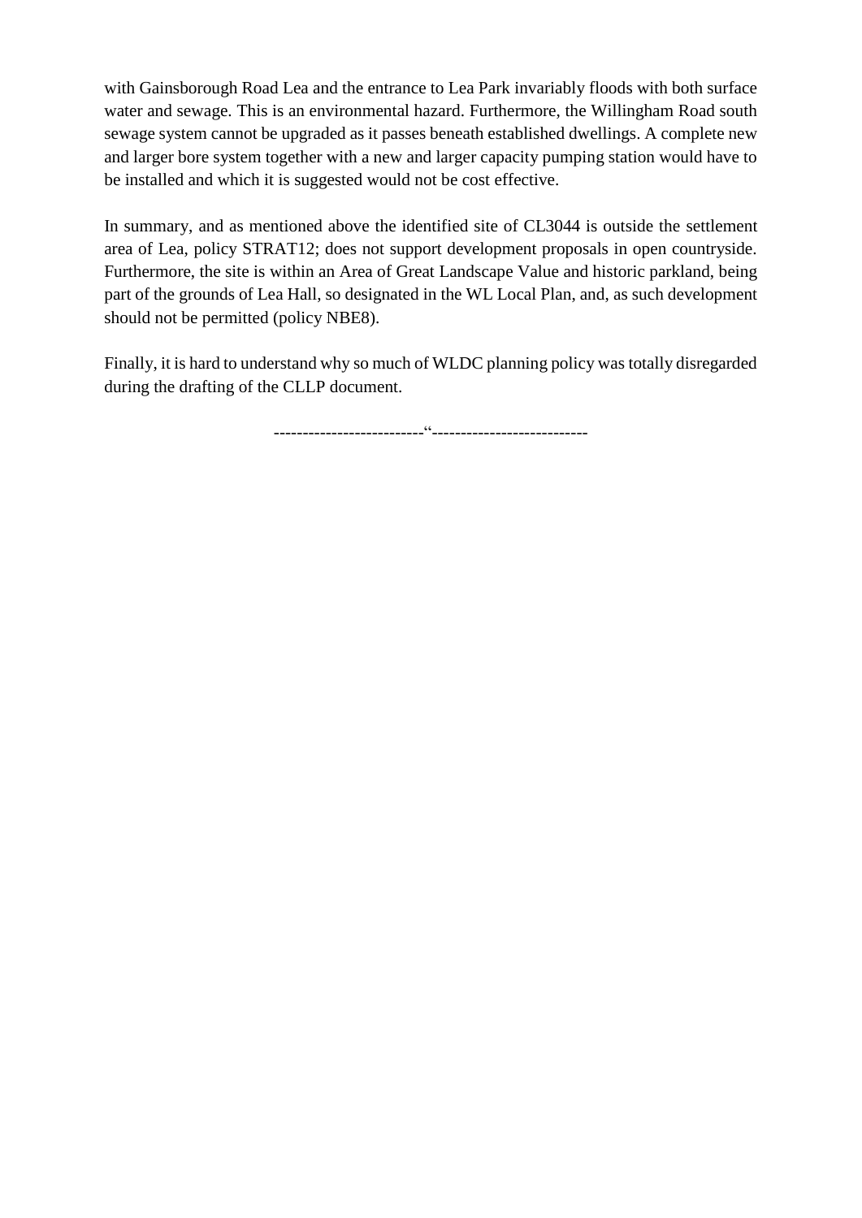with Gainsborough Road Lea and the entrance to Lea Park invariably floods with both surface water and sewage. This is an environmental hazard. Furthermore, the Willingham Road south sewage system cannot be upgraded as it passes beneath established dwellings. A complete new and larger bore system together with a new and larger capacity pumping station would have to be installed and which it is suggested would not be cost effective.

In summary, and as mentioned above the identified site of CL3044 is outside the settlement area of Lea, policy STRAT12; does not support development proposals in open countryside. Furthermore, the site is within an Area of Great Landscape Value and historic parkland, being part of the grounds of Lea Hall, so designated in the WL Local Plan, and, as such development should not be permitted (policy NBE8).

Finally, it is hard to understand why so much of WLDC planning policy was totally disregarded during the drafting of the CLLP document.

-------------------------“---------------------------